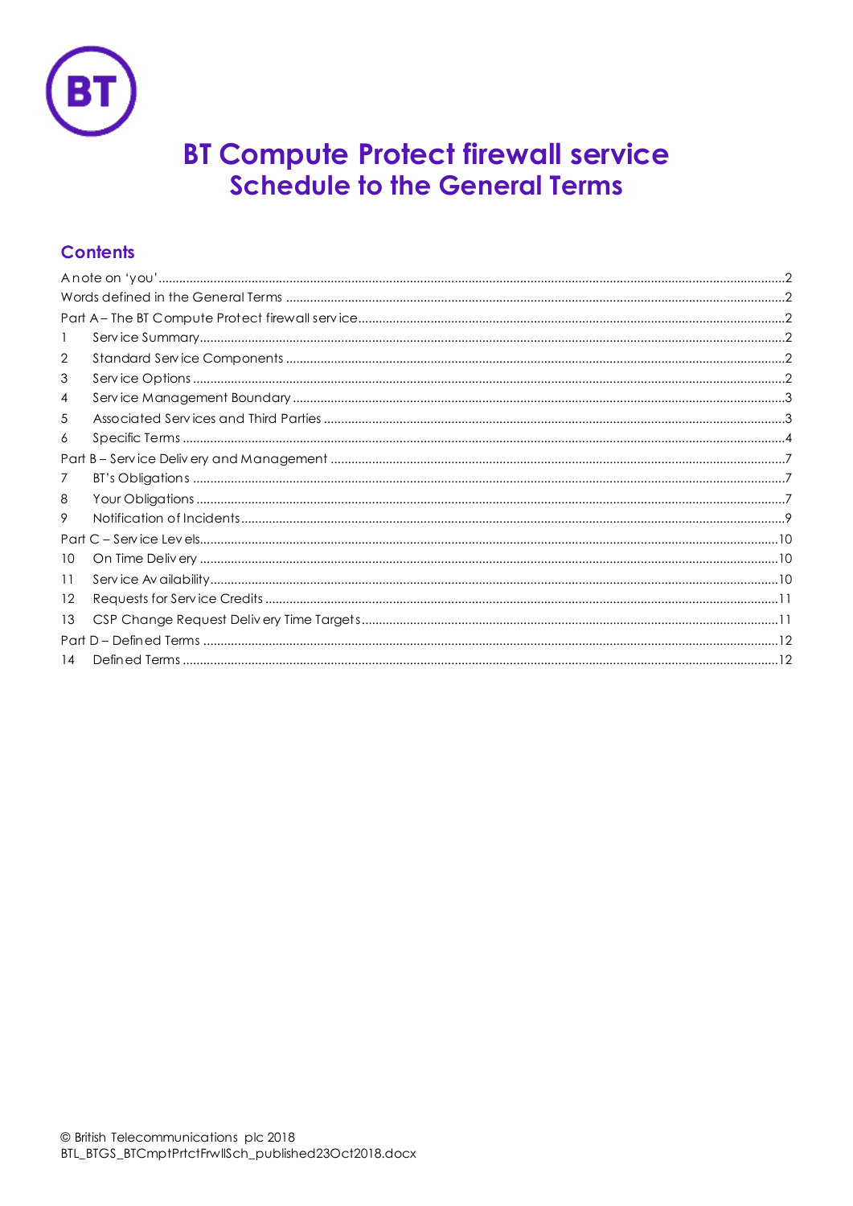# BT Compute Protect firewall service
# Schedule to the General Terms

## Contents

A note on 'you' .....2
Words defined in the General Terms .....2
Part A – The BT Compute Protect firewall service .....2
1 Service Summary .....2
2 Standard Service Components .....2
3 Service Options .....2
4 Service Management Boundary .....3
5 Associated Services and Third Parties .....3
6 Specific Terms .....4
Part B – Service Delivery and Management .....7
7 BT's Obligations .....7
8 Your Obligations .....7
9 Notification of Incidents .....9
Part C – Service Levels .....10
10 On Time Delivery .....10
11 Service Availability .....10
12 Requests for Service Credits .....11
13 CSP Change Request Delivery Time Targets .....11
Part D – Defined Terms .....12
14 Defined Terms .....12

© British Telecommunications plc 2018
BTL_BTGS_BTCmptPrtctFrwllSch_published23Oct2018.docx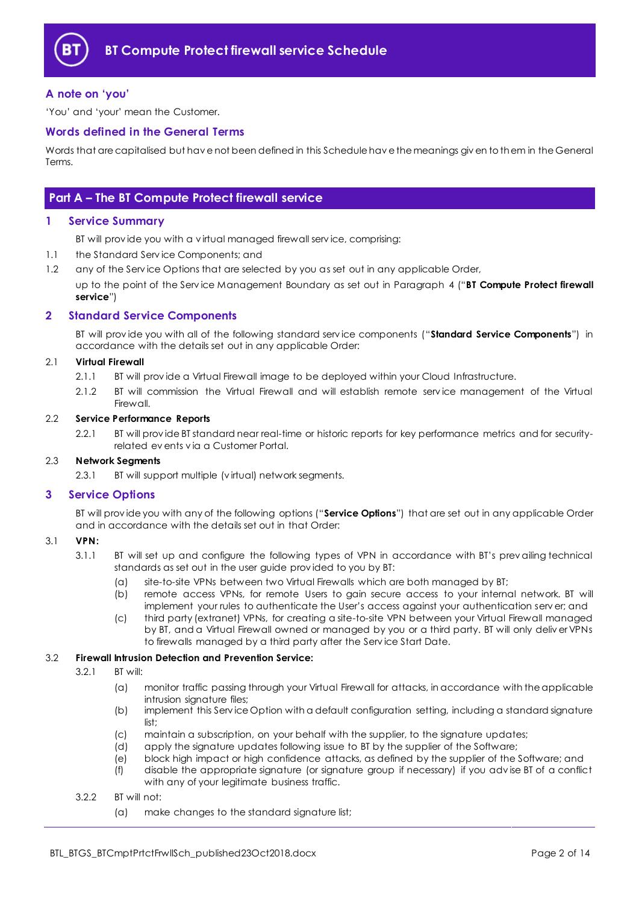# BT Compute Protect firewall service Schedule

## A note on 'you'

'You' and 'your' mean the Customer.

## Words defined in the General Terms

Words that are capitalised but have not been defined in this Schedule have the meanings given to them in the General Terms.

## Part A – The BT Compute Protect firewall service

### 1 Service Summary

BT will provide you with a virtual managed firewall service, comprising:

1.1 the Standard Service Components; and

1.2 any of the Service Options that are selected by you as set out in any applicable Order,

up to the point of the Service Management Boundary as set out in Paragraph 4 ("**BT Compute Protect firewall service**")

### 2 Standard Service Components

BT will provide you with all of the following standard service components ("**Standard Service Components**") in accordance with the details set out in any applicable Order:

2.1 **Virtual Firewall**

2.1.1 BT will provide a Virtual Firewall image to be deployed within your Cloud Infrastructure.

2.1.2 BT will commission the Virtual Firewall and will establish remote service management of the Virtual Firewall.

2.2 **Service Performance Reports**

2.2.1 BT will provide BT standard near real-time or historic reports for key performance metrics and for security-related events via a Customer Portal.

2.3 **Network Segments**

2.3.1 BT will support multiple (virtual) network segments.

### 3 Service Options

BT will provide you with any of the following options ("**Service Options**") that are set out in any applicable Order and in accordance with the details set out in that Order:

3.1 **VPN:**

3.1.1 BT will set up and configure the following types of VPN in accordance with BT's prevailing technical standards as set out in the user guide provided to you by BT:

(a) site-to-site VPNs between two Virtual Firewalls which are both managed by BT;

(b) remote access VPNs, for remote Users to gain secure access to your internal network. BT will implement your rules to authenticate the User's access against your authentication server; and

(c) third party (extranet) VPNs, for creating a site-to-site VPN between your Virtual Firewall managed by BT, and a Virtual Firewall owned or managed by you or a third party. BT will only deliver VPNs to firewalls managed by a third party after the Service Start Date.

3.2 **Firewall Intrusion Detection and Prevention Service:**

3.2.1 BT will:

(a) monitor traffic passing through your Virtual Firewall for attacks, in accordance with the applicable intrusion signature files;

(b) implement this Service Option with a default configuration setting, including a standard signature list;

(c) maintain a subscription, on your behalf with the supplier, to the signature updates;

(d) apply the signature updates following issue to BT by the supplier of the Software;

(e) block high impact or high confidence attacks, as defined by the supplier of the Software; and

(f) disable the appropriate signature (or signature group if necessary) if you advise BT of a conflict with any of your legitimate business traffic.

3.2.2 BT will not:

(a) make changes to the standard signature list;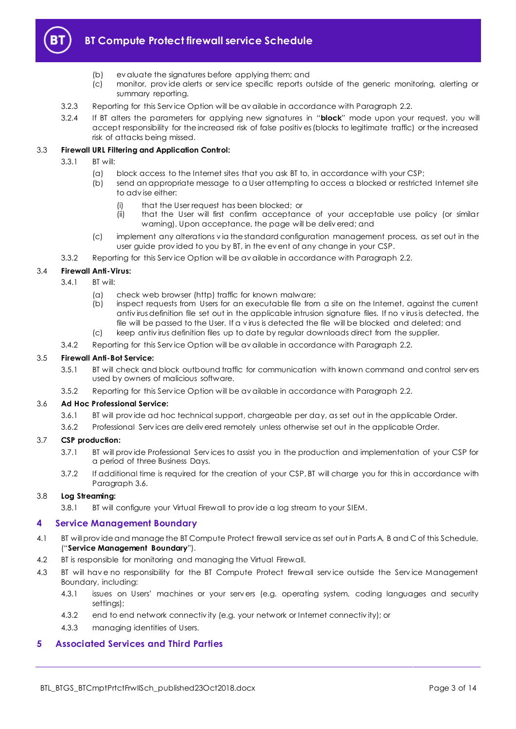(b) evaluate the signatures before applying them; and

(c) monitor, provide alerts or service specific reports outside of the generic monitoring, alerting or summary reporting.

3.2.3 Reporting for this Service Option will be available in accordance with Paragraph 2.2.

3.2.4 If BT alters the parameters for applying new signatures in "**block**" mode upon your request, you will accept responsibility for the increased risk of false positives (blocks to legitimate traffic) or the increased risk of attacks being missed.

3.3 **Firewall URL Filtering and Application Control:**

3.3.1 BT will:

(a) block access to the Internet sites that you ask BT to, in accordance with your CSP;

(b) send an appropriate message to a User attempting to access a blocked or restricted Internet site to advise either:

(i) that the User request has been blocked; or

(ii) that the User will first confirm acceptance of your acceptable use policy (or similar warning). Upon acceptance, the page will be delivered; and

(c) implement any alterations via the standard configuration management process, as set out in the user guide provided to you by BT, in the event of any change in your CSP.

3.3.2 Reporting for this Service Option will be available in accordance with Paragraph 2.2.

3.4 **Firewall Anti-Virus:**

3.4.1 BT will:

(a) check web browser (http) traffic for known malware;

(b) inspect requests from Users for an executable file from a site on the Internet, against the current antivirus definition file set out in the applicable intrusion signature files. If no virus is detected, the file will be passed to the User. If a virus is detected the file will be blocked and deleted; and

(c) keep antivirus definition files up to date by regular downloads direct from the supplier.

3.4.2 Reporting for this Service Option will be available in accordance with Paragraph 2.2.

3.5 **Firewall Anti-Bot Service:**

3.5.1 BT will check and block outbound traffic for communication with known command and control servers used by owners of malicious software.

3.5.2 Reporting for this Service Option will be available in accordance with Paragraph 2.2.

3.6 **Ad Hoc Professional Service:**

3.6.1 BT will provide ad hoc technical support, chargeable per day, as set out in the applicable Order.

3.6.2 Professional Services are delivered remotely unless otherwise set out in the applicable Order.

3.7 **CSP production:**

3.7.1 BT will provide Professional Services to assist you in the production and implementation of your CSP for a period of three Business Days.

3.7.2 If additional time is required for the creation of your CSP, BT will charge you for this in accordance with Paragraph 3.6.

3.8 **Log Streaming:**

3.8.1 BT will configure your Virtual Firewall to provide a log stream to your SIEM.

## 4 Service Management Boundary

4.1 BT will provide and manage the BT Compute Protect firewall service as set out in Parts A, B and C of this Schedule, ("**Service Management Boundary**").

4.2 BT is responsible for monitoring and managing the Virtual Firewall.

4.3 BT will have no responsibility for the BT Compute Protect firewall service outside the Service Management Boundary, including:

4.3.1 issues on Users' machines or your servers (e.g. operating system, coding languages and security settings);

4.3.2 end to end network connectivity (e.g. your network or Internet connectivity); or

4.3.3 managing identities of Users.

## 5 Associated Services and Third Parties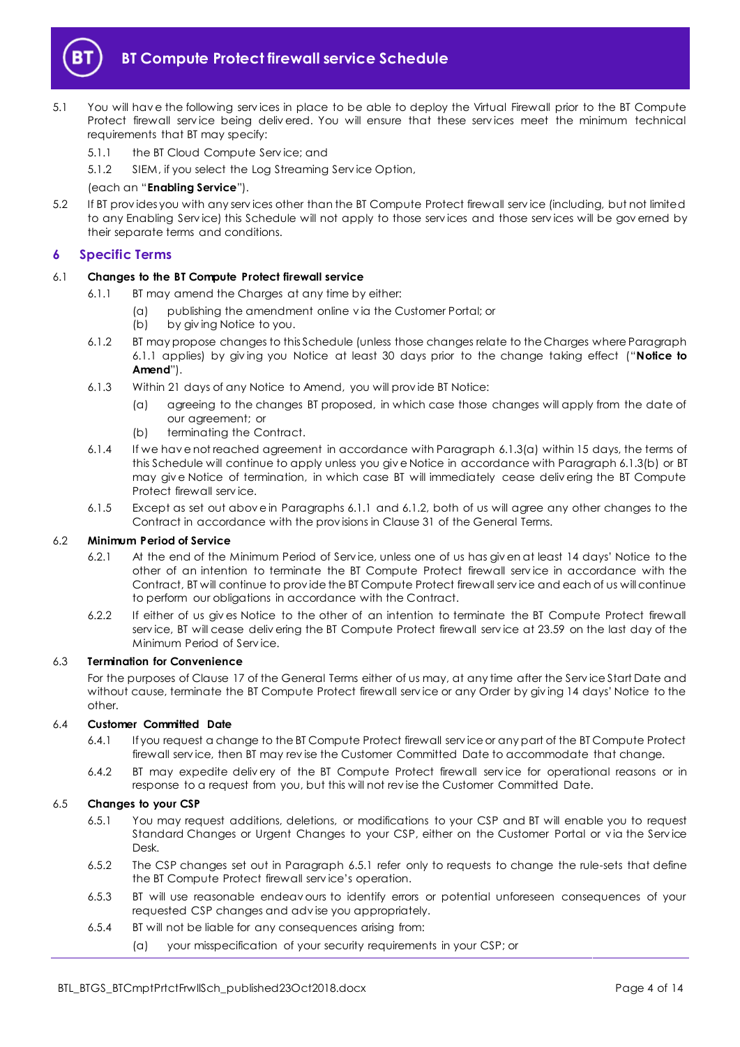5.1 You will have the following services in place to be able to deploy the Virtual Firewall prior to the BT Compute Protect firewall service being delivered. You will ensure that these services meet the minimum technical requirements that BT may specify:

5.1.1 the BT Cloud Compute Service; and

5.1.2 SIEM, if you select the Log Streaming Service Option,

(each an "**Enabling Service**").

5.2 If BT provides you with any services other than the BT Compute Protect firewall service (including, but not limited to any Enabling Service) this Schedule will not apply to those services and those services will be governed by their separate terms and conditions.

## 6 Specific Terms

### 6.1 Changes to the BT Compute Protect firewall service

6.1.1 BT may amend the Charges at any time by either:

(a) publishing the amendment online via the Customer Portal; or

(b) by giving Notice to you.

6.1.2 BT may propose changes to this Schedule (unless those changes relate to the Charges where Paragraph 6.1.1 applies) by giving you Notice at least 30 days prior to the change taking effect ("**Notice to Amend**").

6.1.3 Within 21 days of any Notice to Amend, you will provide BT Notice:

(a) agreeing to the changes BT proposed, in which case those changes will apply from the date of our agreement; or

(b) terminating the Contract.

6.1.4 If we have not reached agreement in accordance with Paragraph 6.1.3(a) within 15 days, the terms of this Schedule will continue to apply unless you give Notice in accordance with Paragraph 6.1.3(b) or BT may give Notice of termination, in which case BT will immediately cease delivering the BT Compute Protect firewall service.

6.1.5 Except as set out above in Paragraphs 6.1.1 and 6.1.2, both of us will agree any other changes to the Contract in accordance with the provisions in Clause 31 of the General Terms.

### 6.2 Minimum Period of Service

6.2.1 At the end of the Minimum Period of Service, unless one of us has given at least 14 days' Notice to the other of an intention to terminate the BT Compute Protect firewall service in accordance with the Contract, BT will continue to provide the BT Compute Protect firewall service and each of us will continue to perform our obligations in accordance with the Contract.

6.2.2 If either of us gives Notice to the other of an intention to terminate the BT Compute Protect firewall service, BT will cease delivering the BT Compute Protect firewall service at 23.59 on the last day of the Minimum Period of Service.

### 6.3 Termination for Convenience

For the purposes of Clause 17 of the General Terms either of us may, at any time after the Service Start Date and without cause, terminate the BT Compute Protect firewall service or any Order by giving 14 days' Notice to the other.

### 6.4 Customer Committed Date

6.4.1 If you request a change to the BT Compute Protect firewall service or any part of the BT Compute Protect firewall service, then BT may revise the Customer Committed Date to accommodate that change.

6.4.2 BT may expedite delivery of the BT Compute Protect firewall service for operational reasons or in response to a request from you, but this will not revise the Customer Committed Date.

### 6.5 Changes to your CSP

6.5.1 You may request additions, deletions, or modifications to your CSP and BT will enable you to request Standard Changes or Urgent Changes to your CSP, either on the Customer Portal or via the Service Desk.

6.5.2 The CSP changes set out in Paragraph 6.5.1 refer only to requests to change the rule-sets that define the BT Compute Protect firewall service's operation.

6.5.3 BT will use reasonable endeavours to identify errors or potential unforeseen consequences of your requested CSP changes and advise you appropriately.

6.5.4 BT will not be liable for any consequences arising from:

(a) your misspecification of your security requirements in your CSP; or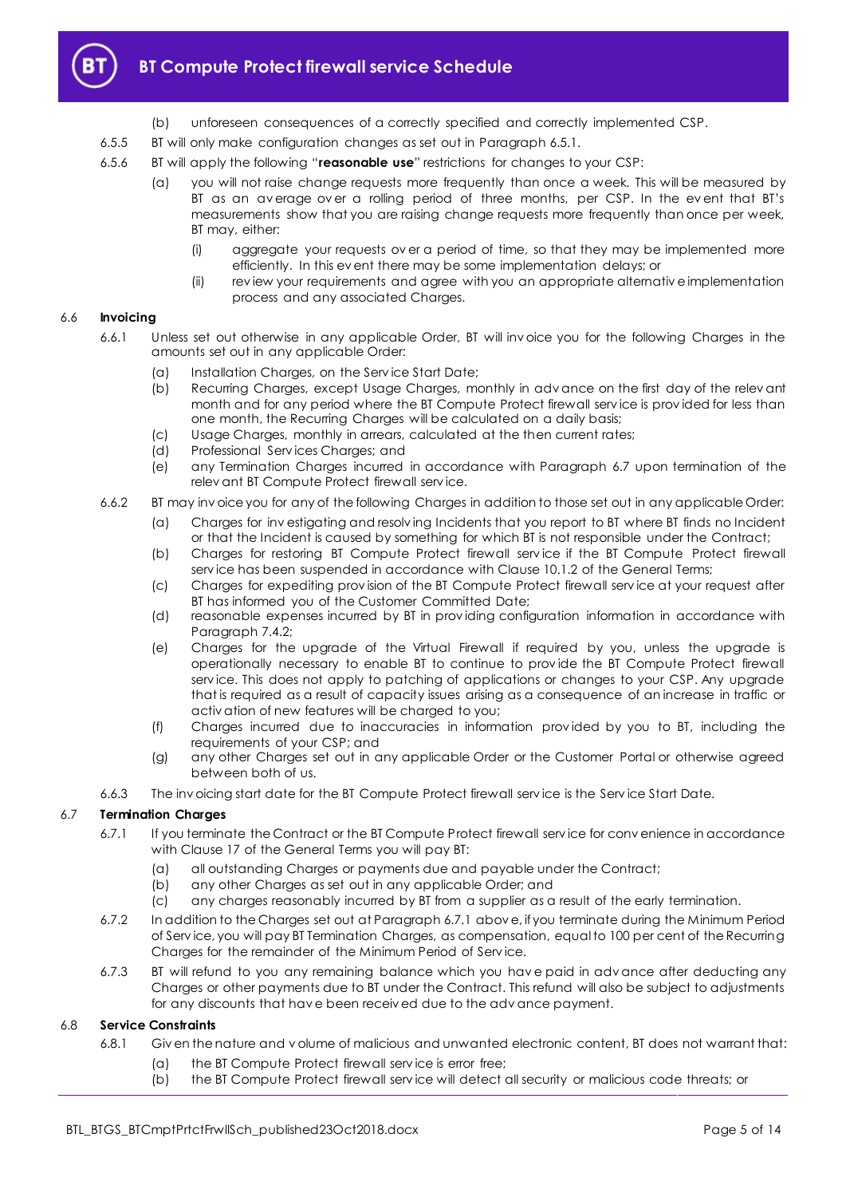(b) unforeseen consequences of a correctly specified and correctly implemented CSP.

6.5.5 BT will only make configuration changes as set out in Paragraph 6.5.1.

6.5.6 BT will apply the following "**reasonable use**" restrictions for changes to your CSP:

(a) you will not raise change requests more frequently than once a week. This will be measured by BT as an average over a rolling period of three months, per CSP. In the event that BT's measurements show that you are raising change requests more frequently than once per week, BT may, either:

(i) aggregate your requests over a period of time, so that they may be implemented more efficiently. In this event there may be some implementation delays; or

(ii) review your requirements and agree with you an appropriate alternative implementation process and any associated Charges.

## 6.6 Invoicing

6.6.1 Unless set out otherwise in any applicable Order, BT will invoice you for the following Charges in the amounts set out in any applicable Order:

(a) Installation Charges, on the Service Start Date;

(b) Recurring Charges, except Usage Charges, monthly in advance on the first day of the relevant month and for any period where the BT Compute Protect firewall service is provided for less than one month, the Recurring Charges will be calculated on a daily basis;

(c) Usage Charges, monthly in arrears, calculated at the then current rates;

(d) Professional Services Charges; and

(e) any Termination Charges incurred in accordance with Paragraph 6.7 upon termination of the relevant BT Compute Protect firewall service.

6.6.2 BT may invoice you for any of the following Charges in addition to those set out in any applicable Order:

(a) Charges for investigating and resolving Incidents that you report to BT where BT finds no Incident or that the Incident is caused by something for which BT is not responsible under the Contract;

(b) Charges for restoring BT Compute Protect firewall service if the BT Compute Protect firewall service has been suspended in accordance with Clause 10.1.2 of the General Terms;

(c) Charges for expediting provision of the BT Compute Protect firewall service at your request after BT has informed you of the Customer Committed Date;

(d) reasonable expenses incurred by BT in providing configuration information in accordance with Paragraph 7.4.2;

(e) Charges for the upgrade of the Virtual Firewall if required by you, unless the upgrade is operationally necessary to enable BT to continue to provide the BT Compute Protect firewall service. This does not apply to patching of applications or changes to your CSP. Any upgrade that is required as a result of capacity issues arising as a consequence of an increase in traffic or activation of new features will be charged to you;

(f) Charges incurred due to inaccuracies in information provided by you to BT, including the requirements of your CSP; and

(g) any other Charges set out in any applicable Order or the Customer Portal or otherwise agreed between both of us.

6.6.3 The invoicing start date for the BT Compute Protect firewall service is the Service Start Date.

## 6.7 Termination Charges

6.7.1 If you terminate the Contract or the BT Compute Protect firewall service for convenience in accordance with Clause 17 of the General Terms you will pay BT:

(a) all outstanding Charges or payments due and payable under the Contract;

(b) any other Charges as set out in any applicable Order; and

(c) any charges reasonably incurred by BT from a supplier as a result of the early termination.

6.7.2 In addition to the Charges set out at Paragraph 6.7.1 above, if you terminate during the Minimum Period of Service, you will pay BT Termination Charges, as compensation, equal to 100 per cent of the Recurring Charges for the remainder of the Minimum Period of Service.

6.7.3 BT will refund to you any remaining balance which you have paid in advance after deducting any Charges or other payments due to BT under the Contract. This refund will also be subject to adjustments for any discounts that have been received due to the advance payment.

## 6.8 Service Constraints

6.8.1 Given the nature and volume of malicious and unwanted electronic content, BT does not warrant that:

(a) the BT Compute Protect firewall service is error free;

(b) the BT Compute Protect firewall service will detect all security or malicious code threats; or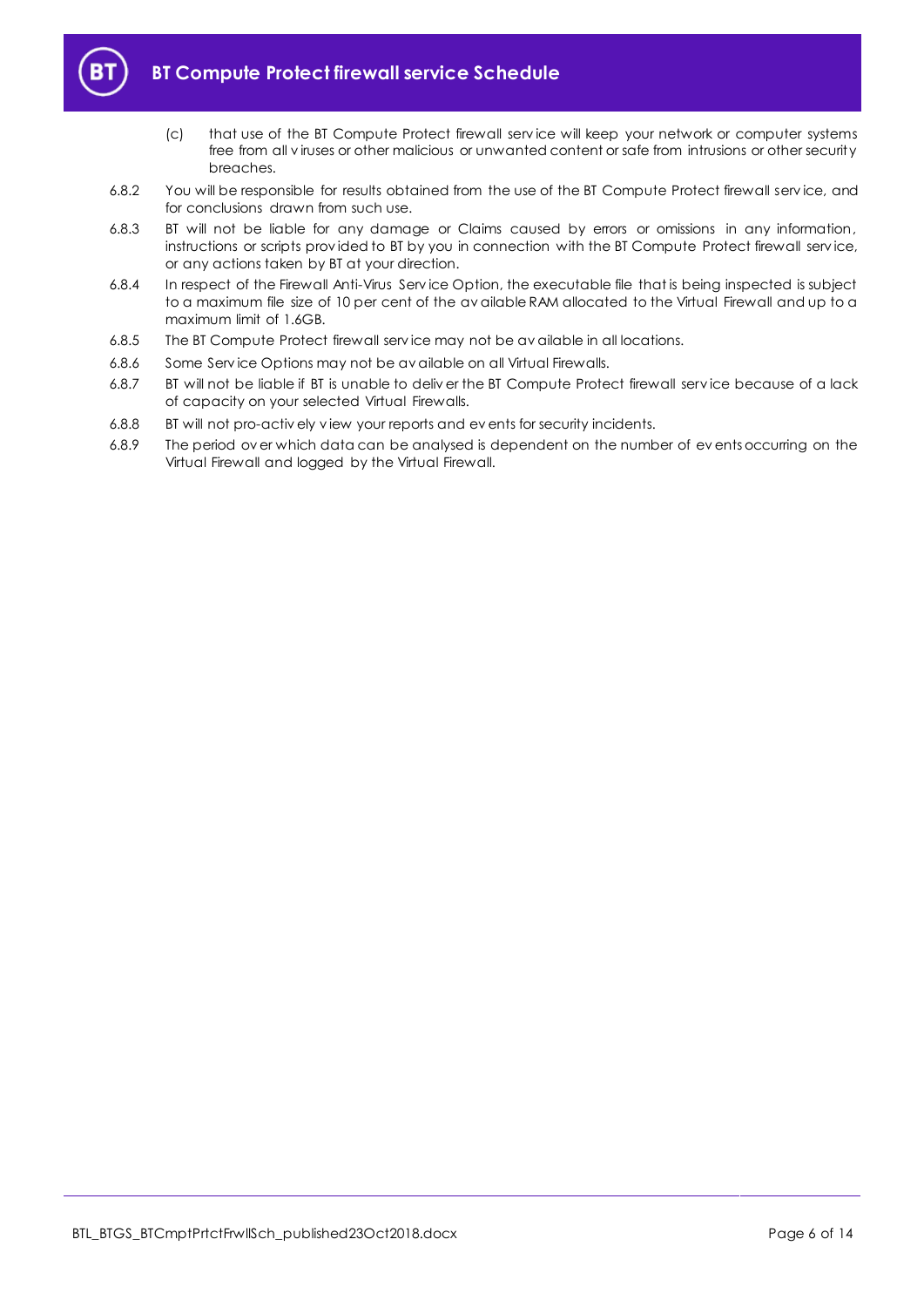(c) that use of the BT Compute Protect firewall service will keep your network or computer systems free from all viruses or other malicious or unwanted content or safe from intrusions or other security breaches.

6.8.2 You will be responsible for results obtained from the use of the BT Compute Protect firewall service, and for conclusions drawn from such use.

6.8.3 BT will not be liable for any damage or Claims caused by errors or omissions in any information, instructions or scripts provided to BT by you in connection with the BT Compute Protect firewall service, or any actions taken by BT at your direction.

6.8.4 In respect of the Firewall Anti-Virus Service Option, the executable file that is being inspected is subject to a maximum file size of 10 per cent of the available RAM allocated to the Virtual Firewall and up to a maximum limit of 1.6GB.

6.8.5 The BT Compute Protect firewall service may not be available in all locations.

6.8.6 Some Service Options may not be available on all Virtual Firewalls.

6.8.7 BT will not be liable if BT is unable to deliver the BT Compute Protect firewall service because of a lack of capacity on your selected Virtual Firewalls.

6.8.8 BT will not pro-actively view your reports and events for security incidents.

6.8.9 The period over which data can be analysed is dependent on the number of events occurring on the Virtual Firewall and logged by the Virtual Firewall.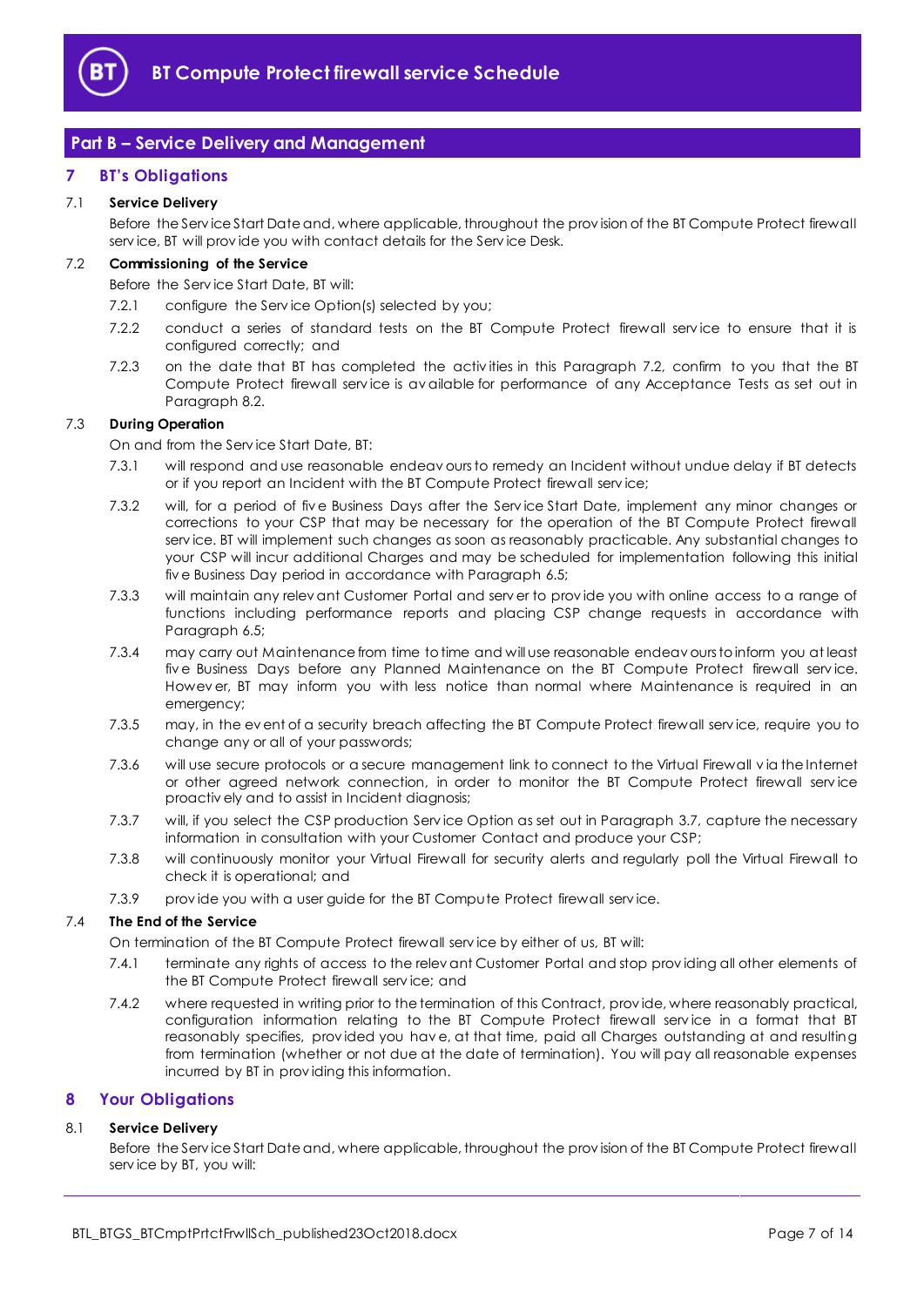## Part B – Service Delivery and Management

## 7 BT's Obligations

7.1 **Service Delivery**

Before the Service Start Date and, where applicable, throughout the provision of the BT Compute Protect firewall service, BT will provide you with contact details for the Service Desk.

7.2 **Commissioning of the Service**

Before the Service Start Date, BT will:

7.2.1 configure the Service Option(s) selected by you;

7.2.2 conduct a series of standard tests on the BT Compute Protect firewall service to ensure that it is configured correctly; and

7.2.3 on the date that BT has completed the activities in this Paragraph 7.2, confirm to you that the BT Compute Protect firewall service is available for performance of any Acceptance Tests as set out in Paragraph 8.2.

7.3 **During Operation**

On and from the Service Start Date, BT:

7.3.1 will respond and use reasonable endeavours to remedy an Incident without undue delay if BT detects or if you report an Incident with the BT Compute Protect firewall service;

7.3.2 will, for a period of five Business Days after the Service Start Date, implement any minor changes or corrections to your CSP that may be necessary for the operation of the BT Compute Protect firewall service. BT will implement such changes as soon as reasonably practicable. Any substantial changes to your CSP will incur additional Charges and may be scheduled for implementation following this initial five Business Day period in accordance with Paragraph 6.5;

7.3.3 will maintain any relevant Customer Portal and server to provide you with online access to a range of functions including performance reports and placing CSP change requests in accordance with Paragraph 6.5;

7.3.4 may carry out Maintenance from time to time and will use reasonable endeavours to inform you at least five Business Days before any Planned Maintenance on the BT Compute Protect firewall service. However, BT may inform you with less notice than normal where Maintenance is required in an emergency;

7.3.5 may, in the event of a security breach affecting the BT Compute Protect firewall service, require you to change any or all of your passwords;

7.3.6 will use secure protocols or a secure management link to connect to the Virtual Firewall via the Internet or other agreed network connection, in order to monitor the BT Compute Protect firewall service proactively and to assist in Incident diagnosis;

7.3.7 will, if you select the CSP production Service Option as set out in Paragraph 3.7, capture the necessary information in consultation with your Customer Contact and produce your CSP;

7.3.8 will continuously monitor your Virtual Firewall for security alerts and regularly poll the Virtual Firewall to check it is operational; and

7.3.9 provide you with a user guide for the BT Compute Protect firewall service.

7.4 **The End of the Service**

On termination of the BT Compute Protect firewall service by either of us, BT will:

7.4.1 terminate any rights of access to the relevant Customer Portal and stop providing all other elements of the BT Compute Protect firewall service; and

7.4.2 where requested in writing prior to the termination of this Contract, provide, where reasonably practical, configuration information relating to the BT Compute Protect firewall service in a format that BT reasonably specifies, provided you have, at that time, paid all Charges outstanding at and resulting from termination (whether or not due at the date of termination). You will pay all reasonable expenses incurred by BT in providing this information.

## 8 Your Obligations

8.1 **Service Delivery**

Before the Service Start Date and, where applicable, throughout the provision of the BT Compute Protect firewall service by BT, you will: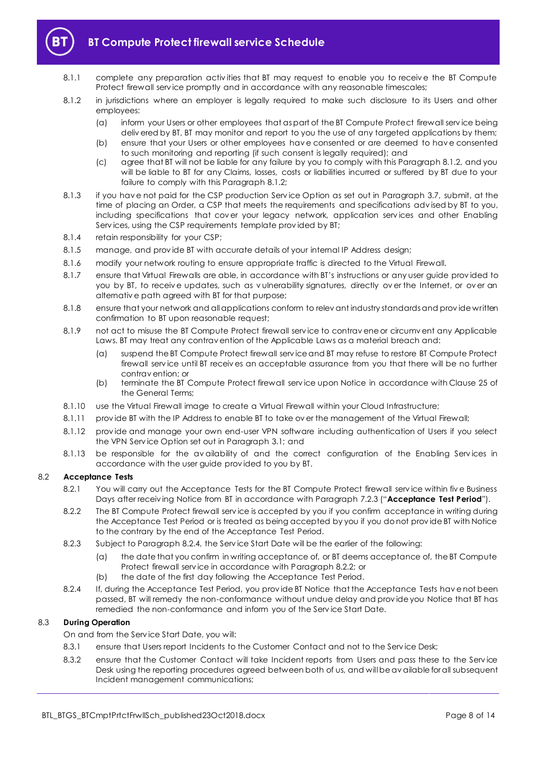8.1.1 complete any preparation activities that BT may request to enable you to receive the BT Compute Protect firewall service promptly and in accordance with any reasonable timescales;

8.1.2 in jurisdictions where an employer is legally required to make such disclosure to its Users and other employees:

(a) inform your Users or other employees that as part of the BT Compute Protect firewall service being delivered by BT, BT may monitor and report to you the use of any targeted applications by them;

(b) ensure that your Users or other employees have consented or are deemed to have consented to such monitoring and reporting (if such consent is legally required); and

(c) agree that BT will not be liable for any failure by you to comply with this Paragraph 8.1.2, and you will be liable to BT for any Claims, losses, costs or liabilities incurred or suffered by BT due to your failure to comply with this Paragraph 8.1.2;

8.1.3 if you have not paid for the CSP production Service Option as set out in Paragraph 3.7, submit, at the time of placing an Order, a CSP that meets the requirements and specifications advised by BT to you, including specifications that cover your legacy network, application services and other Enabling Services, using the CSP requirements template provided by BT;

8.1.4 retain responsibility for your CSP;

8.1.5 manage, and provide BT with accurate details of your internal IP Address design;

8.1.6 modify your network routing to ensure appropriate traffic is directed to the Virtual Firewall.

8.1.7 ensure that Virtual Firewalls are able, in accordance with BT's instructions or any user guide provided to you by BT, to receive updates, such as vulnerability signatures, directly over the Internet, or over an alternative path agreed with BT for that purpose;

8.1.8 ensure that your network and all applications conform to relevant industry standards and provide written confirmation to BT upon reasonable request;

8.1.9 not act to misuse the BT Compute Protect firewall service to contravene or circumvent any Applicable Laws. BT may treat any contravention of the Applicable Laws as a material breach and:

(a) suspend the BT Compute Protect firewall service and BT may refuse to restore BT Compute Protect firewall service until BT receives an acceptable assurance from you that there will be no further contravention; or

(b) terminate the BT Compute Protect firewall service upon Notice in accordance with Clause 25 of the General Terms;

8.1.10 use the Virtual Firewall image to create a Virtual Firewall within your Cloud Infrastructure;

8.1.11 provide BT with the IP Address to enable BT to take over the management of the Virtual Firewall;

8.1.12 provide and manage your own end-user VPN software including authentication of Users if you select the VPN Service Option set out in Paragraph 3.1; and

8.1.13 be responsible for the availability of and the correct configuration of the Enabling Services in accordance with the user guide provided to you by BT.

### 8.2 Acceptance Tests

8.2.1 You will carry out the Acceptance Tests for the BT Compute Protect firewall service within five Business Days after receiving Notice from BT in accordance with Paragraph 7.2.3 ("**Acceptance Test Period**").

8.2.2 The BT Compute Protect firewall service is accepted by you if you confirm acceptance in writing during the Acceptance Test Period or is treated as being accepted by you if you do not provide BT with Notice to the contrary by the end of the Acceptance Test Period.

8.2.3 Subject to Paragraph 8.2.4, the Service Start Date will be the earlier of the following:

(a) the date that you confirm in writing acceptance of, or BT deems acceptance of, the BT Compute Protect firewall service in accordance with Paragraph 8.2.2; or

(b) the date of the first day following the Acceptance Test Period.

8.2.4 If, during the Acceptance Test Period, you provide BT Notice that the Acceptance Tests have not been passed, BT will remedy the non-conformance without undue delay and provide you Notice that BT has remedied the non-conformance and inform you of the Service Start Date.

### 8.3 During Operation

On and from the Service Start Date, you will:

8.3.1 ensure that Users report Incidents to the Customer Contact and not to the Service Desk;

8.3.2 ensure that the Customer Contact will take Incident reports from Users and pass these to the Service Desk using the reporting procedures agreed between both of us, and will be available for all subsequent Incident management communications;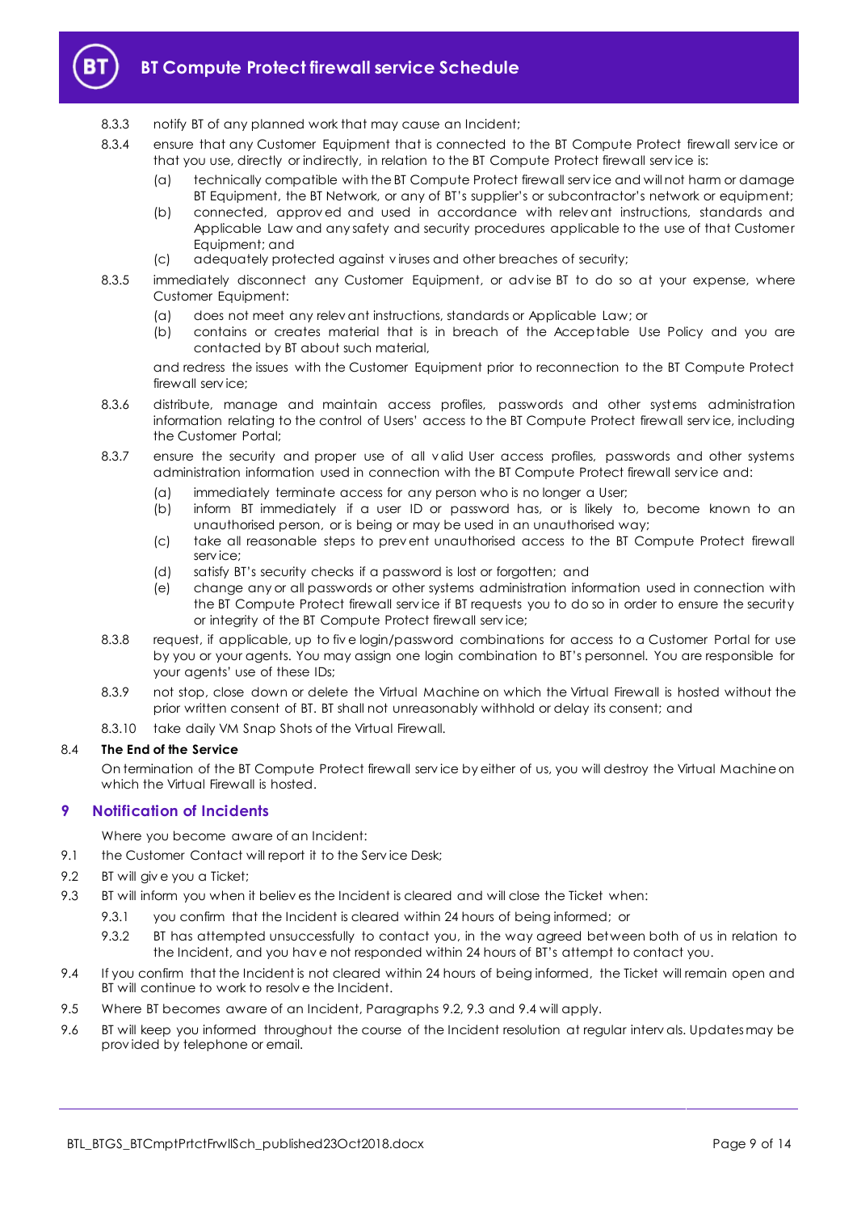8.3.3 notify BT of any planned work that may cause an Incident;

8.3.4 ensure that any Customer Equipment that is connected to the BT Compute Protect firewall service or that you use, directly or indirectly, in relation to the BT Compute Protect firewall service is:

(a) technically compatible with the BT Compute Protect firewall service and will not harm or damage BT Equipment, the BT Network, or any of BT's supplier's or subcontractor's network or equipment;

(b) connected, approved and used in accordance with relevant instructions, standards and Applicable Law and any safety and security procedures applicable to the use of that Customer Equipment; and

(c) adequately protected against viruses and other breaches of security;

8.3.5 immediately disconnect any Customer Equipment, or advise BT to do so at your expense, where Customer Equipment:

(a) does not meet any relevant instructions, standards or Applicable Law; or

(b) contains or creates material that is in breach of the Acceptable Use Policy and you are contacted by BT about such material,

and redress the issues with the Customer Equipment prior to reconnection to the BT Compute Protect firewall service;

8.3.6 distribute, manage and maintain access profiles, passwords and other systems administration information relating to the control of Users' access to the BT Compute Protect firewall service, including the Customer Portal;

8.3.7 ensure the security and proper use of all valid User access profiles, passwords and other systems administration information used in connection with the BT Compute Protect firewall service and:

(a) immediately terminate access for any person who is no longer a User;

(b) inform BT immediately if a user ID or password has, or is likely to, become known to an unauthorised person, or is being or may be used in an unauthorised way;

(c) take all reasonable steps to prevent unauthorised access to the BT Compute Protect firewall service;

(d) satisfy BT's security checks if a password is lost or forgotten; and

(e) change any or all passwords or other systems administration information used in connection with the BT Compute Protect firewall service if BT requests you to do so in order to ensure the security or integrity of the BT Compute Protect firewall service;

8.3.8 request, if applicable, up to five login/password combinations for access to a Customer Portal for use by you or your agents. You may assign one login combination to BT's personnel. You are responsible for your agents' use of these IDs;

8.3.9 not stop, close down or delete the Virtual Machine on which the Virtual Firewall is hosted without the prior written consent of BT. BT shall not unreasonably withhold or delay its consent; and

8.3.10 take daily VM Snap Shots of the Virtual Firewall.

8.4 **The End of the Service**

On termination of the BT Compute Protect firewall service by either of us, you will destroy the Virtual Machine on which the Virtual Firewall is hosted.

## 9 Notification of Incidents

Where you become aware of an Incident:

9.1 the Customer Contact will report it to the Service Desk;

9.2 BT will give you a Ticket;

9.3 BT will inform you when it believes the Incident is cleared and will close the Ticket when:

9.3.1 you confirm that the Incident is cleared within 24 hours of being informed; or

9.3.2 BT has attempted unsuccessfully to contact you, in the way agreed between both of us in relation to the Incident, and you have not responded within 24 hours of BT's attempt to contact you.

9.4 If you confirm that the Incident is not cleared within 24 hours of being informed, the Ticket will remain open and BT will continue to work to resolve the Incident.

9.5 Where BT becomes aware of an Incident, Paragraphs 9.2, 9.3 and 9.4 will apply.

9.6 BT will keep you informed throughout the course of the Incident resolution at regular intervals. Updates may be provided by telephone or email.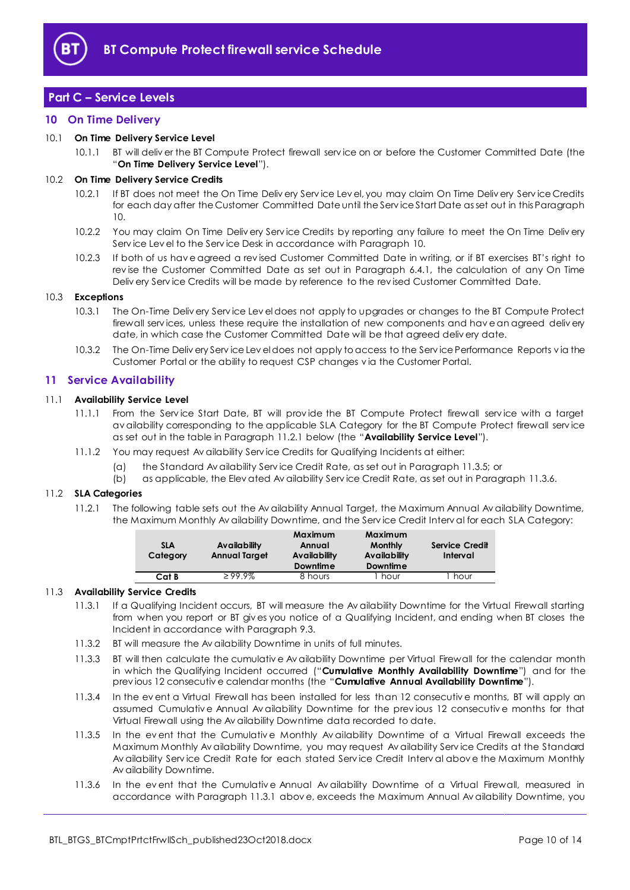## Part C – Service Levels

### 10 On Time Delivery

10.1 **On Time Delivery Service Level**

10.1.1 BT will deliver the BT Compute Protect firewall service on or before the Customer Committed Date (the "**On Time Delivery Service Level**").

10.2 **On Time Delivery Service Credits**

10.2.1 If BT does not meet the On Time Delivery Service Level, you may claim On Time Delivery Service Credits for each day after the Customer Committed Date until the Service Start Date as set out in this Paragraph 10.

10.2.2 You may claim On Time Delivery Service Credits by reporting any failure to meet the On Time Delivery Service Level to the Service Desk in accordance with Paragraph 10.

10.2.3 If both of us have agreed a revised Customer Committed Date in writing, or if BT exercises BT's right to revise the Customer Committed Date as set out in Paragraph 6.4.1, the calculation of any On Time Delivery Service Credits will be made by reference to the revised Customer Committed Date.

10.3 **Exceptions**

10.3.1 The On-Time Delivery Service Level does not apply to upgrades or changes to the BT Compute Protect firewall services, unless these require the installation of new components and have an agreed delivery date, in which case the Customer Committed Date will be that agreed delivery date.

10.3.2 The On-Time Delivery Service Level does not apply to access to the Service Performance Reports via the Customer Portal or the ability to request CSP changes via the Customer Portal.

### 11 Service Availability

11.1 **Availability Service Level**

11.1.1 From the Service Start Date, BT will provide the BT Compute Protect firewall service with a target availability corresponding to the applicable SLA Category for the BT Compute Protect firewall service as set out in the table in Paragraph 11.2.1 below (the "**Availability Service Level**").

11.1.2 You may request Availability Service Credits for Qualifying Incidents at either:

(a) the Standard Availability Service Credit Rate, as set out in Paragraph 11.3.5; or

(b) as applicable, the Elevated Availability Service Credit Rate, as set out in Paragraph 11.3.6.

11.2 **SLA Categories**

11.2.1 The following table sets out the Availability Annual Target, the Maximum Annual Availability Downtime, the Maximum Monthly Availability Downtime, and the Service Credit Interval for each SLA Category:

| SLA Category | Availability Annual Target | Maximum Annual Availability Downtime | Maximum Monthly Availability Downtime | Service Credit Interval |
|---|---|---|---|---|
| **Cat B** | ≥ 99.9% | 8 hours | 1 hour | 1 hour |

11.3 **Availability Service Credits**

11.3.1 If a Qualifying Incident occurs, BT will measure the Availability Downtime for the Virtual Firewall starting from when you report or BT gives you notice of a Qualifying Incident, and ending when BT closes the Incident in accordance with Paragraph 9.3.

11.3.2 BT will measure the Availability Downtime in units of full minutes.

11.3.3 BT will then calculate the cumulative Availability Downtime per Virtual Firewall for the calendar month in which the Qualifying Incident occurred ("**Cumulative Monthly Availability Downtime**") and for the previous 12 consecutive calendar months (the "**Cumulative Annual Availability Downtime**").

11.3.4 In the event a Virtual Firewall has been installed for less than 12 consecutive months, BT will apply an assumed Cumulative Annual Availability Downtime for the previous 12 consecutive months for that Virtual Firewall using the Availability Downtime data recorded to date.

11.3.5 In the event that the Cumulative Monthly Availability Downtime of a Virtual Firewall exceeds the Maximum Monthly Availability Downtime, you may request Availability Service Credits at the Standard Availability Service Credit Rate for each stated Service Credit Interval above the Maximum Monthly Availability Downtime.

11.3.6 In the event that the Cumulative Annual Availability Downtime of a Virtual Firewall, measured in accordance with Paragraph 11.3.1 above, exceeds the Maximum Annual Availability Downtime, you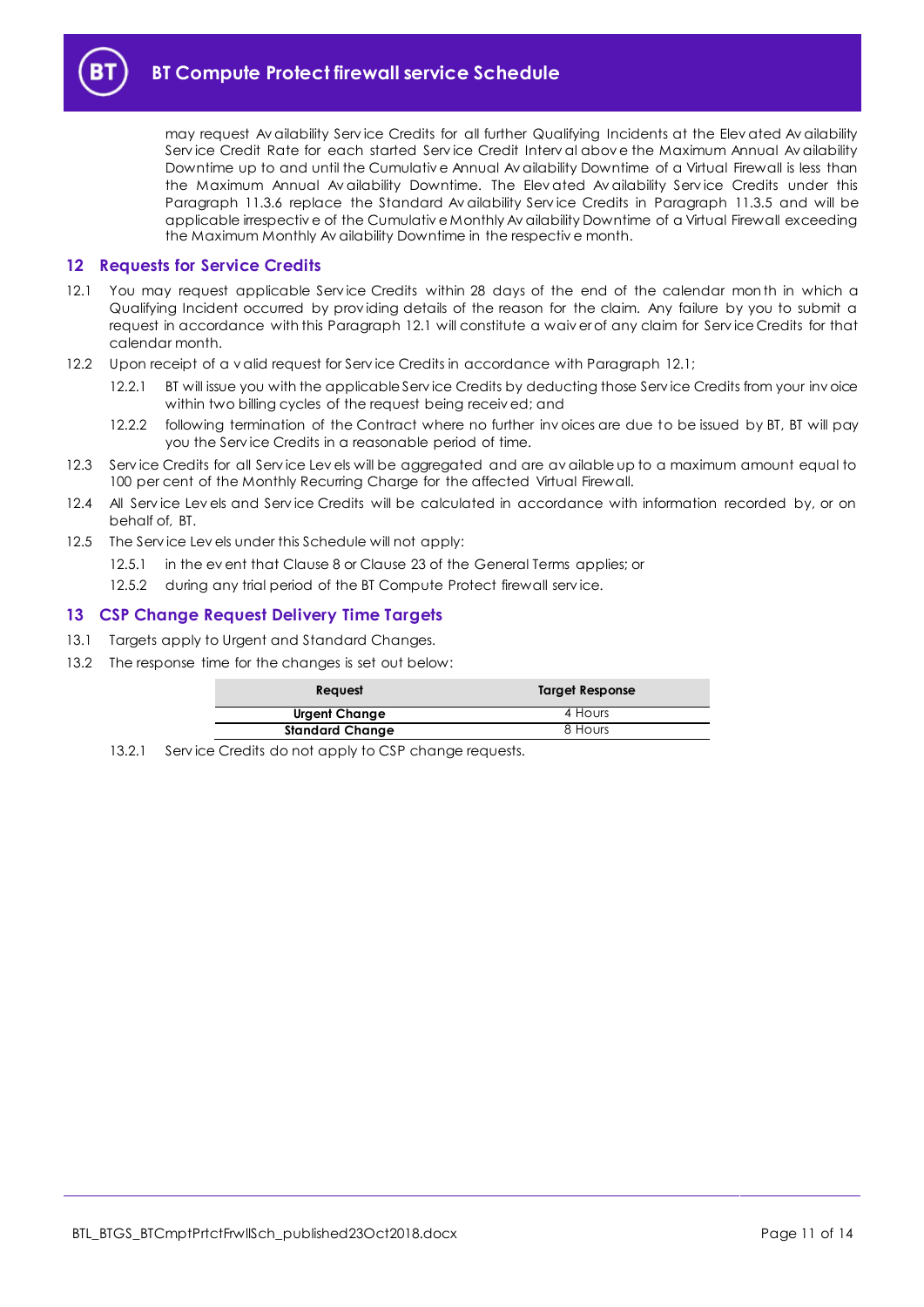may request Availability Service Credits for all further Qualifying Incidents at the Elevated Availability Service Credit Rate for each started Service Credit Interval above the Maximum Annual Availability Downtime up to and until the Cumulative Annual Availability Downtime of a Virtual Firewall is less than the Maximum Annual Availability Downtime. The Elevated Availability Service Credits under this Paragraph 11.3.6 replace the Standard Availability Service Credits in Paragraph 11.3.5 and will be applicable irrespective of the Cumulative Monthly Availability Downtime of a Virtual Firewall exceeding the Maximum Monthly Availability Downtime in the respective month.

## 12 Requests for Service Credits

12.1 You may request applicable Service Credits within 28 days of the end of the calendar month in which a Qualifying Incident occurred by providing details of the reason for the claim. Any failure by you to submit a request in accordance with this Paragraph 12.1 will constitute a waiver of any claim for Service Credits for that calendar month.

12.2 Upon receipt of a valid request for Service Credits in accordance with Paragraph 12.1;

12.2.1 BT will issue you with the applicable Service Credits by deducting those Service Credits from your invoice within two billing cycles of the request being received; and

12.2.2 following termination of the Contract where no further invoices are due to be issued by BT, BT will pay you the Service Credits in a reasonable period of time.

12.3 Service Credits for all Service Levels will be aggregated and are available up to a maximum amount equal to 100 per cent of the Monthly Recurring Charge for the affected Virtual Firewall.

12.4 All Service Levels and Service Credits will be calculated in accordance with information recorded by, or on behalf of, BT.

12.5 The Service Levels under this Schedule will not apply:

12.5.1 in the event that Clause 8 or Clause 23 of the General Terms applies; or

12.5.2 during any trial period of the BT Compute Protect firewall service.

## 13 CSP Change Request Delivery Time Targets

13.1 Targets apply to Urgent and Standard Changes.

13.2 The response time for the changes is set out below:

| Request | Target Response |
|---|---|
| **Urgent Change** | 4 Hours |
| **Standard Change** | 8 Hours |

13.2.1 Service Credits do not apply to CSP change requests.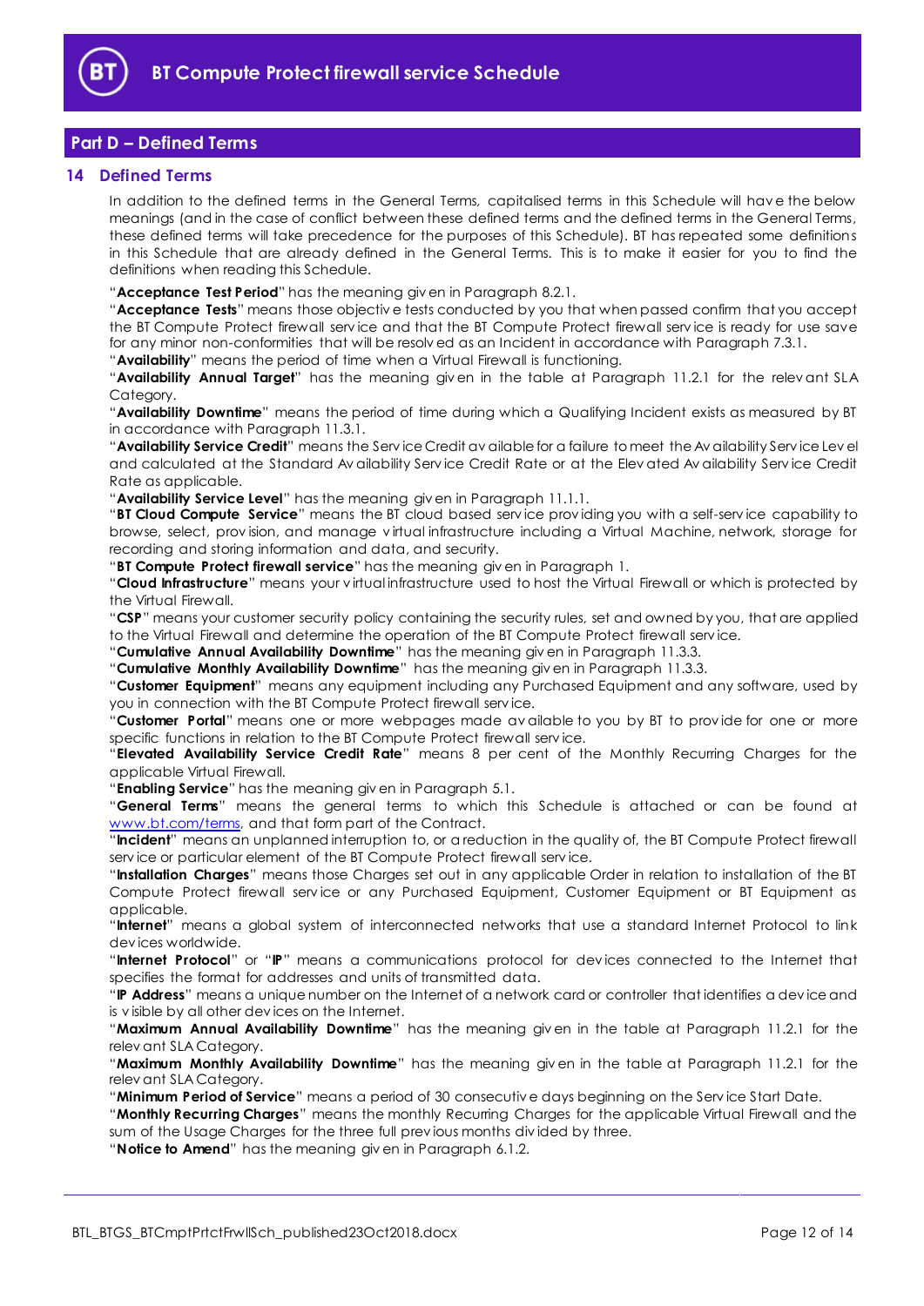## Part D – Defined Terms

### 14 Defined Terms

In addition to the defined terms in the General Terms, capitalised terms in this Schedule will have the below meanings (and in the case of conflict between these defined terms and the defined terms in the General Terms, these defined terms will take precedence for the purposes of this Schedule). BT has repeated some definitions in this Schedule that are already defined in the General Terms. This is to make it easier for you to find the definitions when reading this Schedule.

"**Acceptance Test Period**" has the meaning given in Paragraph 8.2.1.

"**Acceptance Tests**" means those objective tests conducted by you that when passed confirm that you accept the BT Compute Protect firewall service and that the BT Compute Protect firewall service is ready for use save for any minor non-conformities that will be resolved as an Incident in accordance with Paragraph 7.3.1.

"**Availability**" means the period of time when a Virtual Firewall is functioning.

"**Availability Annual Target**" has the meaning given in the table at Paragraph 11.2.1 for the relevant SLA Category.

"**Availability Downtime**" means the period of time during which a Qualifying Incident exists as measured by BT in accordance with Paragraph 11.3.1.

"**Availability Service Credit**" means the Service Credit available for a failure to meet the Availability Service Level and calculated at the Standard Availability Service Credit Rate or at the Elevated Availability Service Credit Rate as applicable.

"**Availability Service Level**" has the meaning given in Paragraph 11.1.1.

"**BT Cloud Compute Service**" means the BT cloud based service providing you with a self-service capability to browse, select, provision, and manage virtual infrastructure including a Virtual Machine, network, storage for recording and storing information and data, and security.

"**BT Compute Protect firewall service**" has the meaning given in Paragraph 1.

"**Cloud Infrastructure**" means your virtual infrastructure used to host the Virtual Firewall or which is protected by the Virtual Firewall.

"**CSP**" means your customer security policy containing the security rules, set and owned by you, that are applied to the Virtual Firewall and determine the operation of the BT Compute Protect firewall service.

"**Cumulative Annual Availability Downtime**" has the meaning given in Paragraph 11.3.3.

"**Cumulative Monthly Availability Downtime**" has the meaning given in Paragraph 11.3.3.

"**Customer Equipment**" means any equipment including any Purchased Equipment and any software, used by you in connection with the BT Compute Protect firewall service.

"**Customer Portal**" means one or more webpages made available to you by BT to provide for one or more specific functions in relation to the BT Compute Protect firewall service.

"**Elevated Availability Service Credit Rate**" means 8 per cent of the Monthly Recurring Charges for the applicable Virtual Firewall.

"**Enabling Service**" has the meaning given in Paragraph 5.1.

"**General Terms**" means the general terms to which this Schedule is attached or can be found at www.bt.com/terms, and that form part of the Contract.

"**Incident**" means an unplanned interruption to, or a reduction in the quality of, the BT Compute Protect firewall service or particular element of the BT Compute Protect firewall service.

"**Installation Charges**" means those Charges set out in any applicable Order in relation to installation of the BT Compute Protect firewall service or any Purchased Equipment, Customer Equipment or BT Equipment as applicable.

"**Internet**" means a global system of interconnected networks that use a standard Internet Protocol to link devices worldwide.

"**Internet Protocol**" or "**IP**" means a communications protocol for devices connected to the Internet that specifies the format for addresses and units of transmitted data.

"**IP Address**" means a unique number on the Internet of a network card or controller that identifies a device and is visible by all other devices on the Internet.

"**Maximum Annual Availability Downtime**" has the meaning given in the table at Paragraph 11.2.1 for the relevant SLA Category.

"**Maximum Monthly Availability Downtime**" has the meaning given in the table at Paragraph 11.2.1 for the relevant SLA Category.

"**Minimum Period of Service**" means a period of 30 consecutive days beginning on the Service Start Date.

"**Monthly Recurring Charges**" means the monthly Recurring Charges for the applicable Virtual Firewall and the sum of the Usage Charges for the three full previous months divided by three.

"**Notice to Amend**" has the meaning given in Paragraph 6.1.2.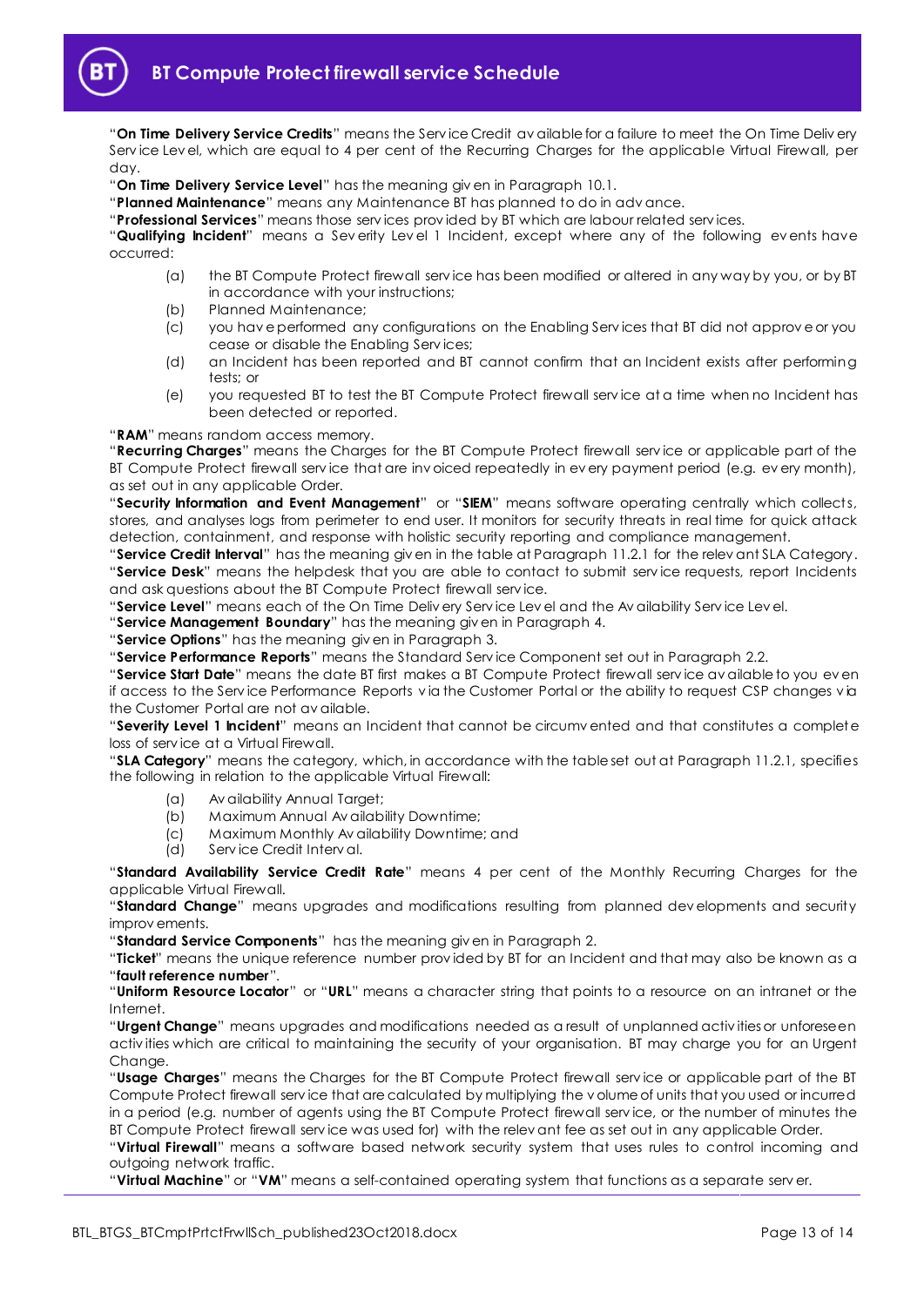"**On Time Delivery Service Credits**" means the Service Credit available for a failure to meet the On Time Delivery Service Level, which are equal to 4 per cent of the Recurring Charges for the applicable Virtual Firewall, per day.

"**On Time Delivery Service Level**" has the meaning given in Paragraph 10.1.

"**Planned Maintenance**" means any Maintenance BT has planned to do in advance.

"**Professional Services**" means those services provided by BT which are labour related services.

"**Qualifying Incident**" means a Severity Level 1 Incident, except where any of the following events have occurred:

(a) the BT Compute Protect firewall service has been modified or altered in any way by you, or by BT in accordance with your instructions;

(b) Planned Maintenance;

(c) you have performed any configurations on the Enabling Services that BT did not approve or you cease or disable the Enabling Services;

(d) an Incident has been reported and BT cannot confirm that an Incident exists after performing tests; or

(e) you requested BT to test the BT Compute Protect firewall service at a time when no Incident has been detected or reported.

"**RAM**" means random access memory.

"**Recurring Charges**" means the Charges for the BT Compute Protect firewall service or applicable part of the BT Compute Protect firewall service that are invoiced repeatedly in every payment period (e.g. every month), as set out in any applicable Order.

"**Security Information and Event Management**" or "**SIEM**" means software operating centrally which collects, stores, and analyses logs from perimeter to end user. It monitors for security threats in real time for quick attack detection, containment, and response with holistic security reporting and compliance management.

"**Service Credit Interval**" has the meaning given in the table at Paragraph 11.2.1 for the relevant SLA Category.

"**Service Desk**" means the helpdesk that you are able to contact to submit service requests, report Incidents and ask questions about the BT Compute Protect firewall service.

"**Service Level**" means each of the On Time Delivery Service Level and the Availability Service Level.

"**Service Management Boundary**" has the meaning given in Paragraph 4.

"**Service Options**" has the meaning given in Paragraph 3.

"**Service Performance Reports**" means the Standard Service Component set out in Paragraph 2.2.

"**Service Start Date**" means the date BT first makes a BT Compute Protect firewall service available to you even if access to the Service Performance Reports via the Customer Portal or the ability to request CSP changes via the Customer Portal are not available.

"**Severity Level 1 Incident**" means an Incident that cannot be circumvented and that constitutes a complete loss of service at a Virtual Firewall.

"**SLA Category**" means the category, which, in accordance with the table set out at Paragraph 11.2.1, specifies the following in relation to the applicable Virtual Firewall:

(a) Availability Annual Target;

(b) Maximum Annual Availability Downtime;

(c) Maximum Monthly Availability Downtime; and

(d) Service Credit Interval.

"**Standard Availability Service Credit Rate**" means 4 per cent of the Monthly Recurring Charges for the applicable Virtual Firewall.

"**Standard Change**" means upgrades and modifications resulting from planned developments and security improvements.

"**Standard Service Components**" has the meaning given in Paragraph 2.

"**Ticket**" means the unique reference number provided by BT for an Incident and that may also be known as a "**fault reference number**".

"**Uniform Resource Locator**" or "**URL**" means a character string that points to a resource on an intranet or the Internet.

"**Urgent Change**" means upgrades and modifications needed as a result of unplanned activities or unforeseen activities which are critical to maintaining the security of your organisation. BT may charge you for an Urgent Change.

"**Usage Charges**" means the Charges for the BT Compute Protect firewall service or applicable part of the BT Compute Protect firewall service that are calculated by multiplying the volume of units that you used or incurred in a period (e.g. number of agents using the BT Compute Protect firewall service, or the number of minutes the BT Compute Protect firewall service was used for) with the relevant fee as set out in any applicable Order.

"**Virtual Firewall**" means a software based network security system that uses rules to control incoming and outgoing network traffic.

"**Virtual Machine**" or "**VM**" means a self-contained operating system that functions as a separate server.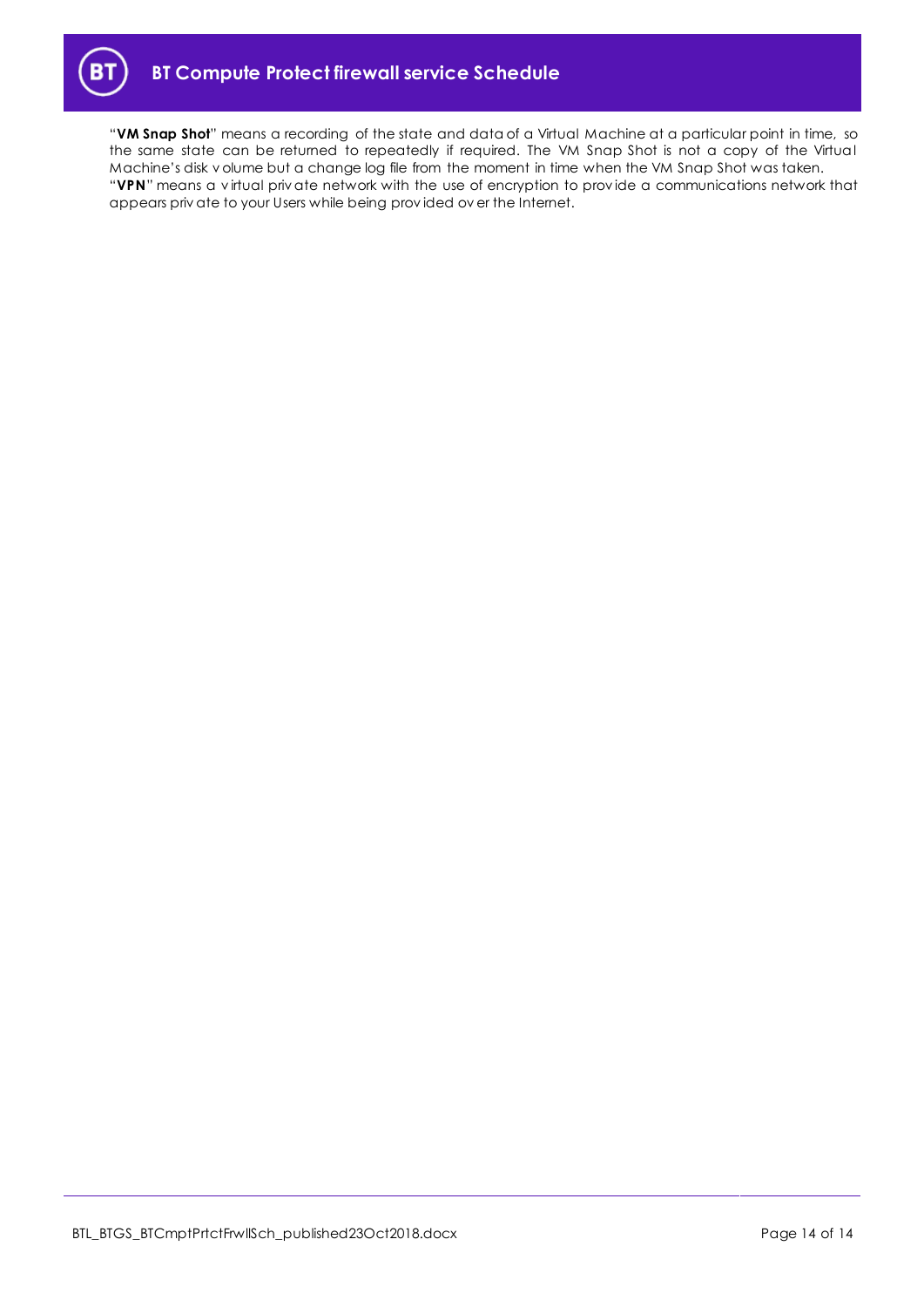"**VM Snap Shot**" means a recording of the state and data of a Virtual Machine at a particular point in time, so the same state can be returned to repeatedly if required. The VM Snap Shot is not a copy of the Virtual Machine's disk volume but a change log file from the moment in time when the VM Snap Shot was taken.

"**VPN**" means a virtual private network with the use of encryption to provide a communications network that appears private to your Users while being provided over the Internet.